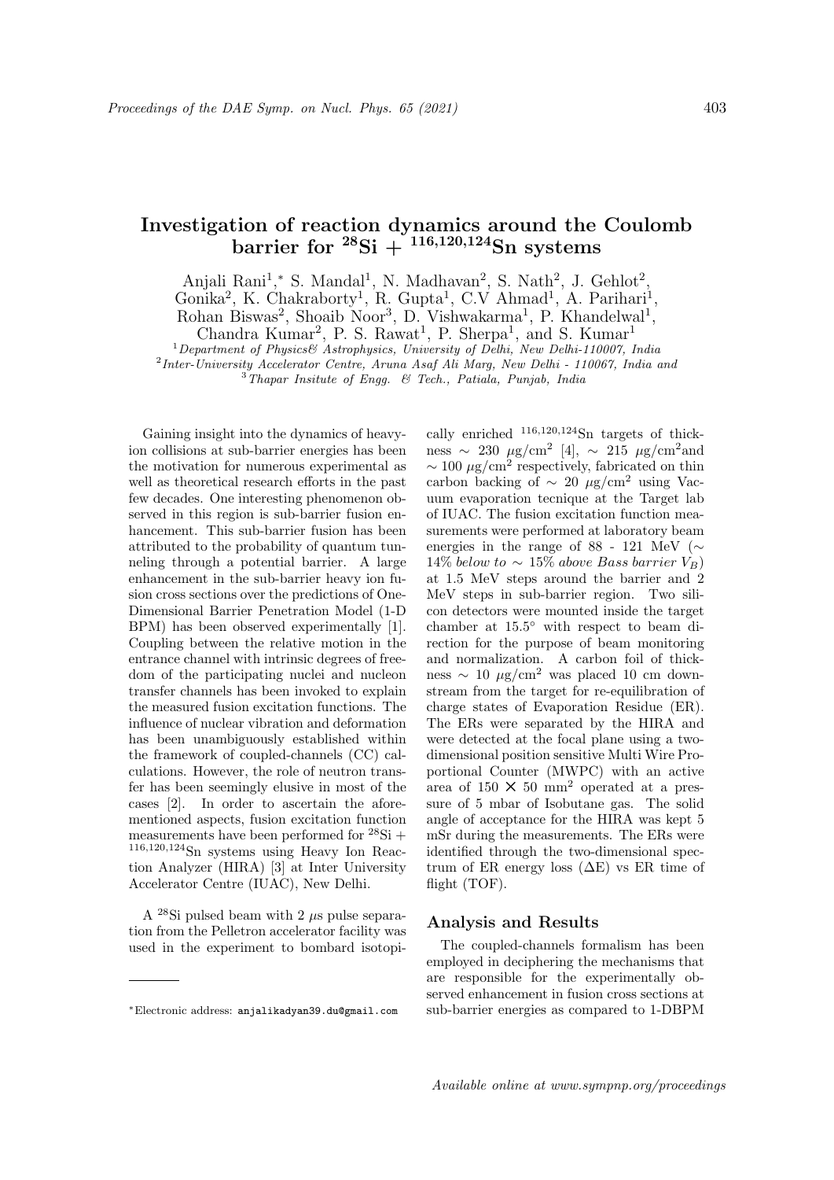# Investigation of reaction dynamics around the Coulomb barrier for $^{28}$Si + $^{116,120,124}$Sn systems

Anjali Rani[1],* S. Mandal[1], N. Madhavan[2], S. Nath[2], J. Gehlot[2], Gonika[2], K. Chakraborty[1], R. Gupta[1], C.V Ahmad[1], A. Parihari[1], Rohan Biswas[2], Shoaib Noor[3], D. Vishwakarma[1], P. Khandelwal[1], Chandra Kumar[2], P. S. Rawat[1], P. Sherpa[1], and S. Kumar[1]

[1] *Department of Physics& Astrophysics, University of Delhi, New Delhi-110007, India*
[2] *Inter-University Accelerator Centre, Aruna Asaf Ali Marg, New Delhi - 110067, India and*
[3] *Thapar Insitute of Engg. & Tech., Patiala, Punjab, India*

Gaining insight into the dynamics of heavy-ion collisions at sub-barrier energies has been the motivation for numerous experimental as well as theoretical research efforts in the past few decades. One interesting phenomenon observed in this region is sub-barrier fusion enhancement. This sub-barrier fusion has been attributed to the probability of quantum tunneling through a potential barrier. A large enhancement in the sub-barrier heavy ion fusion cross sections over the predictions of One-Dimensional Barrier Penetration Model (1-D BPM) has been observed experimentally [1]. Coupling between the relative motion in the entrance channel with intrinsic degrees of freedom of the participating nuclei and nucleon transfer channels has been invoked to explain the measured fusion excitation functions. The influence of nuclear vibration and deformation has been unambiguously established within the framework of coupled-channels (CC) calculations. However, the role of neutron transfer has been seemingly elusive in most of the cases [2]. In order to ascertain the aforementioned aspects, fusion excitation function measurements have been performed for $^{28}$Si + $^{116,120,124}$Sn systems using Heavy Ion Reaction Analyzer (HIRA) [3] at Inter University Accelerator Centre (IUAC), New Delhi.

A $^{28}$Si pulsed beam with 2 $\mu$s pulse separation from the Pelletron accelerator facility was used in the experiment to bombard isotopically enriched $^{116,120,124}$Sn targets of thickness $\sim$ 230 $\mu$g/cm$^2$ [4], $\sim$ 215 $\mu$g/cm$^2$and $\sim$ 100 $\mu$g/cm$^2$ respectively, fabricated on thin carbon backing of $\sim$ 20 $\mu$g/cm$^2$ using Vacuum evaporation tecnique at the Target lab of IUAC. The fusion excitation function measurements were performed at laboratory beam energies in the range of 88 - 121 MeV ($\sim$ 14% *below to* $\sim$ 15% *above Bass barrier* $V_B$) at 1.5 MeV steps around the barrier and 2 MeV steps in sub-barrier region. Two silicon detectors were mounted inside the target chamber at 15.5° with respect to beam direction for the purpose of beam monitoring and normalization. A carbon foil of thickness $\sim$ 10 $\mu$g/cm$^2$ was placed 10 cm downstream from the target for re-equilibration of charge states of Evaporation Residue (ER). The ERs were separated by the HIRA and were detected at the focal plane using a two-dimensional position sensitive Multi Wire Proportional Counter (MWPC) with an active area of 150 $\times$ 50 mm$^2$ operated at a pressure of 5 mbar of Isobutane gas. The solid angle of acceptance for the HIRA was kept 5 mSr during the measurements. The ERs were identified through the two-dimensional spectrum of ER energy loss ($\Delta$E) vs ER time of flight (TOF).

## Analysis and Results

The coupled-channels formalism has been employed in deciphering the mechanisms that are responsible for the experimentally observed enhancement in fusion cross sections at sub-barrier energies as compared to 1-DBPM

*Electronic address: anjalikadyan39.du@gmail.com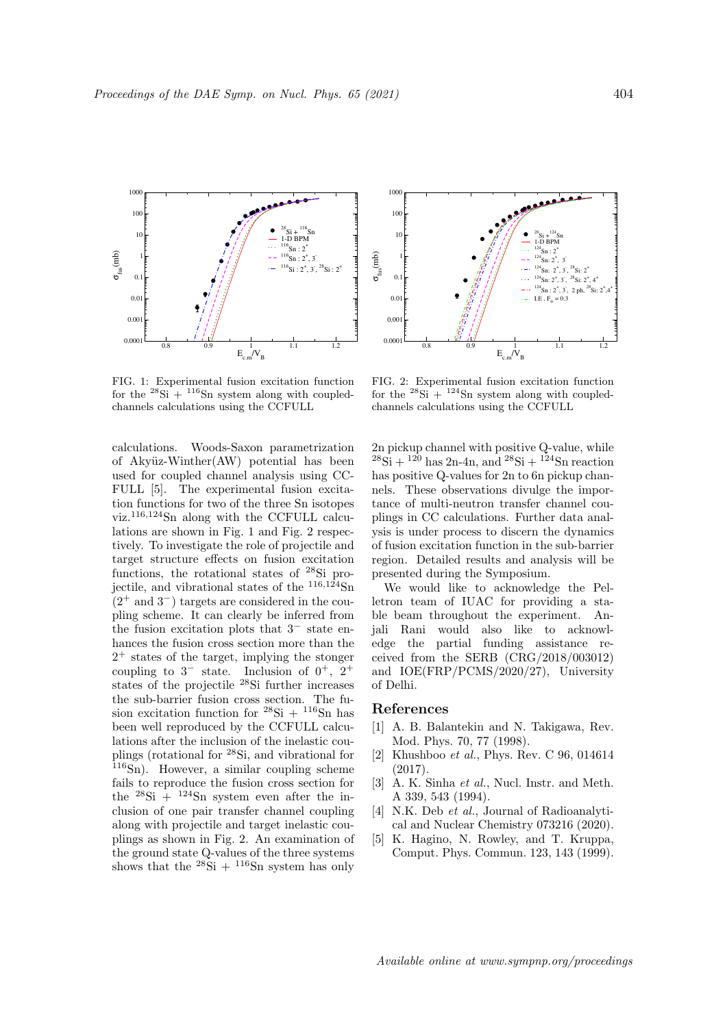1000
100
10
1
0.1
0.01
0.001
0.0001
0.8
0.9
1
1.1
1.2
$\sigma_{fus}$(mb)
$E_{c.m}/V_B$
$^{28}$Si + $^{116}$Sn
1-D BPM
$^{116}$Sn : 2$^+$
$^{116}$Sn : 2$^+$, 3$^-$
$^{116}$Si : 2$^+$, 3$^-$, $^{28}$Si : 2$^+$

FIG. 1: Experimental fusion excitation function for the $^{28}$Si + $^{116}$Sn system along with coupled-channels calculations using the CCFULL

1000
100
10
1
0.1
0.01
0.001
0.0001
0.8
0.9
1
1.1
1.2
$\sigma_{fus}$(mb)
$E_{c.m}/V_B$
$^{28}$Si + $^{124}$Sn
1-D BPM
$^{124}$Sn : 2$^+$
$^{124}$Sn: 2$^+$, 3$^-$
$^{124}$Sn: 2$^+$, 3$^-$, $^{28}$Si: 2$^+$
$^{124}$Sn: 2$^+$, 3$^-$, $^{28}$Si: 2$^+$, 4$^+$
$^{124}$Sn : 2$^+$, 3$^-$, 2 ph, $^{28}$Si: 2$^+$,4$^+$
LE, $F_{tr}$ = 0.3

FIG. 2: Experimental fusion excitation function for the $^{28}$Si + $^{124}$Sn system along with coupled-channels calculations using the CCFULL

calculations. Woods-Saxon parametrization of Akyüz-Winther(AW) potential has been used for coupled channel analysis using CCFULL [5]. The experimental fusion excitation functions for two of the three Sn isotopes viz.$^{116,124}$Sn along with the CCFULL calculations are shown in Fig. 1 and Fig. 2 respectively. To investigate the role of projectile and target structure effects on fusion excitation functions, the rotational states of $^{28}$Si projectile, and vibrational states of the $^{116,124}$Sn ($2^+$ and $3^-$) targets are considered in the coupling scheme. It can clearly be inferred from the fusion excitation plots that $3^-$ state enhances the fusion cross section more than the $2^+$ states of the target, implying the stonger coupling to $3^-$ state. Inclusion of $0^+$, $2^+$ states of the projectile $^{28}$Si further increases the sub-barrier fusion cross section. The fusion excitation function for $^{28}$Si + $^{116}$Sn has been well reproduced by the CCFULL calculations after the inclusion of the inelastic couplings (rotational for $^{28}$Si, and vibrational for $^{116}$Sn). However, a similar coupling scheme fails to reproduce the fusion cross section for the $^{28}$Si + $^{124}$Sn system even after the inclusion of one pair transfer channel coupling along with projectile and target inelastic couplings as shown in Fig. 2. An examination of the ground state Q-values of the three systems shows that the $^{28}$Si + $^{116}$Sn system has only 2n pickup channel with positive Q-value, while $^{28}$Si + $^{120}$ has 2n-4n, and $^{28}$Si + $^{124}$Sn reaction has positive Q-values for 2n to 6n pickup channels. These observations divulge the importance of multi-neutron transfer channel couplings in CC calculations. Further data analysis is under process to discern the dynamics of fusion excitation function in the sub-barrier region. Detailed results and analysis will be presented during the Symposium.

We would like to acknowledge the Pelletron team of IUAC for providing a stable beam throughout the experiment. Anjali Rani would also like to acknowledge the partial funding assistance received from the SERB (CRG/2018/003012) and IOE(FRP/PCMS/2020/27), University of Delhi.

## References

[1] A. B. Balantekin and N. Takigawa, Rev. Mod. Phys. 70, 77 (1998).

[2] Khushboo *et al.*, Phys. Rev. C 96, 014614 (2017).

[3] A. K. Sinha *et al.*, Nucl. Instr. and Meth. A 339, 543 (1994).

[4] N.K. Deb *et al.*, Journal of Radioanalytical and Nuclear Chemistry 073216 (2020).

[5] K. Hagino, N. Rowley, and T. Kruppa, Comput. Phys. Commun. 123, 143 (1999).